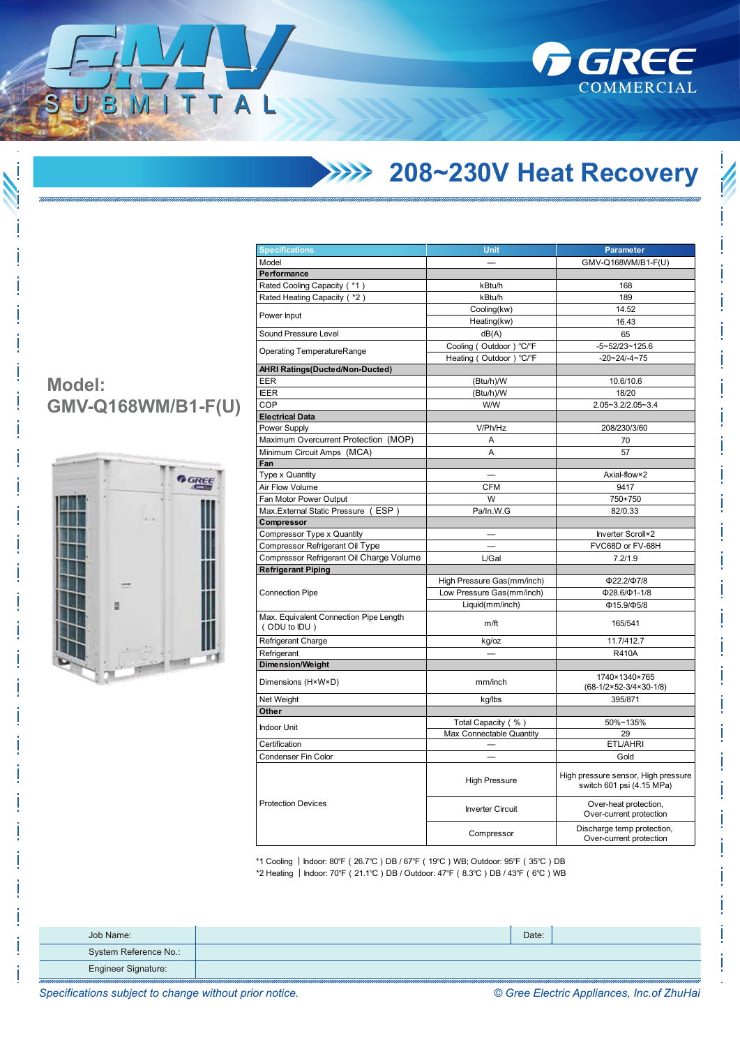# GMV SUBMITTAL

GREE COMMERCIAL

## 208~230V Heat Recovery

**Model:**
**GMV-Q168WM/B1-F(U)**

| Specifications | Unit | Parameter |
|---|---|---|
| Model | — | GMV-Q168WM/B1-F(U) |
| **Performance** | | |
| Rated Cooling Capacity（*1） | kBtu/h | 168 |
| Rated Heating Capacity（*2） | kBtu/h | 189 |
| Power Input | Cooling(kw) | 14.52 |
| | Heating(kw) | 16.43 |
| Sound Pressure Level | dB(A) | 65 |
| Operating TemperatureRange | Cooling（Outdoor）℃/℉ | -5~52/23~125.6 |
| | Heating（Outdoor）℃/℉ | -20~24/-4~75 |
| **AHRI Ratings(Ducted/Non-Ducted)** | | |
| EER | (Btu/h)/W | 10.6/10.6 |
| IEER | (Btu/h)/W | 18/20 |
| COP | W/W | 2.05~3.2/2.05~3.4 |
| **Electrical Data** | | |
| Power Supply | V/Ph/Hz | 208/230/3/60 |
| Maximum Overcurrent Protection (MOP) | A | 70 |
| Minimum Circuit Amps (MCA) | A | 57 |
| **Fan** | | |
| Type x Quantity | — | Axial-flow×2 |
| Air Flow Volume | CFM | 9417 |
| Fan Motor Power Output | W | 750+750 |
| Max.External Static Pressure（ESP） | Pa/In.W.G | 82/0.33 |
| **Compressor** | | |
| Compressor Type x Quantity | — | Inverter Scroll×2 |
| Compressor Refrigerant Oil Type | — | FVC68D or FV-68H |
| Compressor Refrigerant Oil Charge Volume | L/Gal | 7.2/1.9 |
| **Refrigerant Piping** | | |
| Connection Pipe | High Pressure Gas(mm/inch) | Φ22.2/Φ7/8 |
| | Low Pressure Gas(mm/inch) | Φ28.6/Φ1-1/8 |
| | Liquid(mm/inch) | Φ15.9/Φ5/8 |
| Max. Equivalent Connection Pipe Length（ODU to IDU） | m/ft | 165/541 |
| Refrigerant Charge | kg/oz | 11.7/412.7 |
| Refrigerant | — | R410A |
| **Dimension/Weight** | | |
| Dimensions (H×W×D) | mm/inch | 1740×1340×765 (68-1/2×52-3/4×30-1/8) |
| Net Weight | kg/lbs | 395/871 |
| **Other** | | |
| Indoor Unit | Total Capacity（%） | 50%~135% |
| | Max Connectable Quantity | 29 |
| Certification | — | ETL/AHRI |
| Condenser Fin Color | — | Gold |
| Protection Devices | High Pressure | High pressure sensor, High pressure switch 601 psi (4.15 MPa) |
| | Inverter Circuit | Over-heat protection, Over-current protection |
| | Compressor | Discharge temp protection, Over-current protection |

*1 Cooling | Indoor: 80℉（26.7℃）DB / 67℉（19℃）WB; Outdoor: 95℉（35℃）DB
*2 Heating | Indoor: 70℉（21.1℃）DB / Outdoor: 47℉（8.3℃）DB / 43℉（6℃）WB

| Job Name: | | Date: | |
|---|---|---|---|
| System Reference No.: | | | |
| Engineer Signature: | | | |

*Specifications subject to change without prior notice.*

*© Gree Electric Appliances, Inc.of ZhuHai*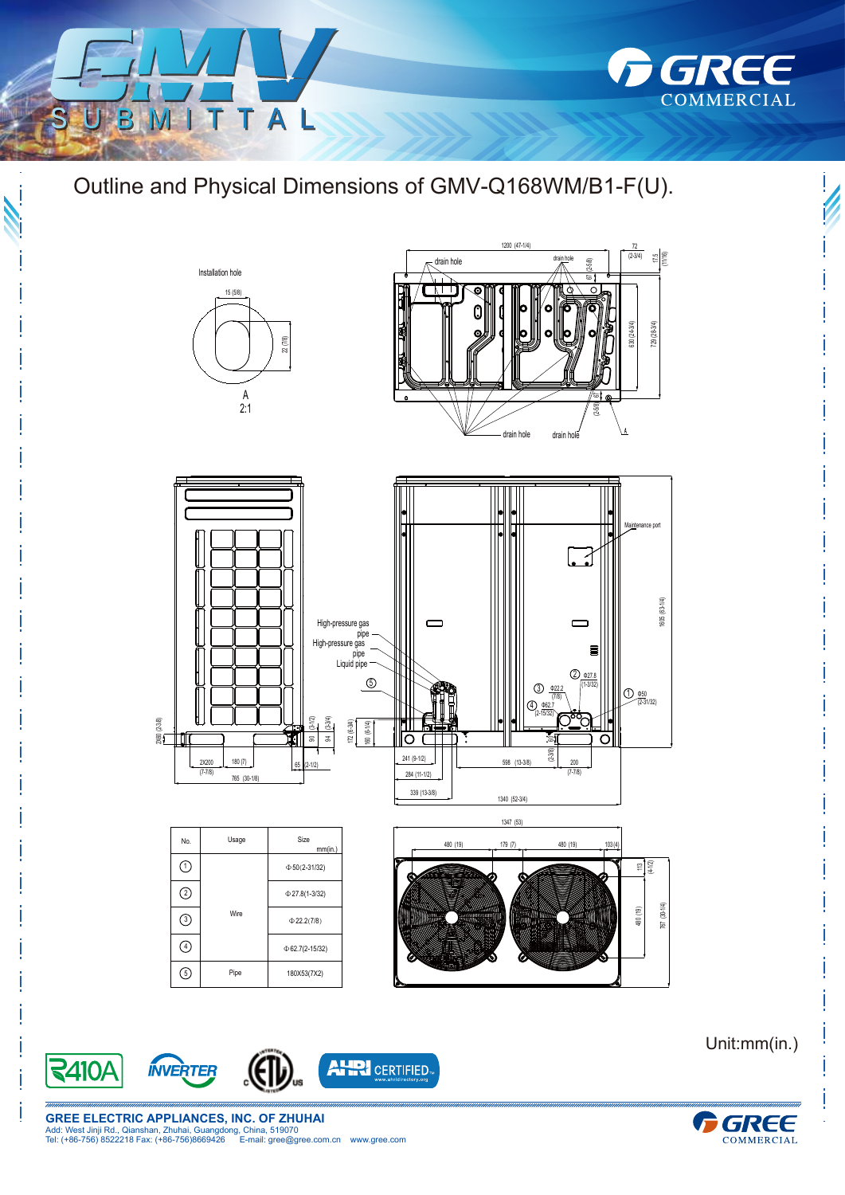# Outline and Physical Dimensions of GMV-Q168WM/B1-F(U).

Installation hole

15 (5/8)

22 (7/8)

A
2:1

1200 (47-1/4)

72 (2-3/4)

17.5 (11/16)

drain hole

67 (2-5/8)

630 (24-3/4)

729 (28-3/4)

67 (2-5/8)

drain hole

drain hole

A

High-pressure gas pipe

High-pressure gas pipe

Liquid pipe

Maintenance port

1605 (63-1/4)

2080 (2-3/8)

2X200 (7-7/8)

180 (7)

765 (30-1/8)

65 (2-1/2)

90 (3-1/2)

94 (3-3/4)

172 (6-3/4)

160 (6-1/4)

② Φ27.8 (1-3/32)

③ Φ22.2 (7/8)

④ Φ62.7 (2-15/32)

① Φ50 (2-31/32)

241 (9-1/2)

284 (11-1/2)

339 (13-3/8)

598 (13-3/8)

60 (2-3/8)

200 (7-7/8)

1340 (52-3/4)

1347 (53)

480 (19)

179 (7)

480 (19)

103 (4)

113 (4-1/2)

480 (19)

767 (30-1/4)

| No. | Usage | Size mm(in.) |
|---|---|---|
| ① | Wire | Φ50(2-31/32) |
| ② | | Φ27.8(1-3/32) |
| ③ | | Φ22.2(7/8) |
| ④ | | Φ62.7(2-15/32) |
| ⑤ | Pipe | 180X53(7X2) |

Unit:mm(in.)

R410A INVERTER AHRI CERTIFIED

**GREE ELECTRIC APPLIANCES, INC. OF ZHUHAI**
Add: West Jinji Rd., Qianshan, Zhuhai, Guangdong, China, 519070
Tel: (+86-756) 8522218 Fax: (+86-756)8669426 E-mail: gree@gree.com.cn www.gree.com